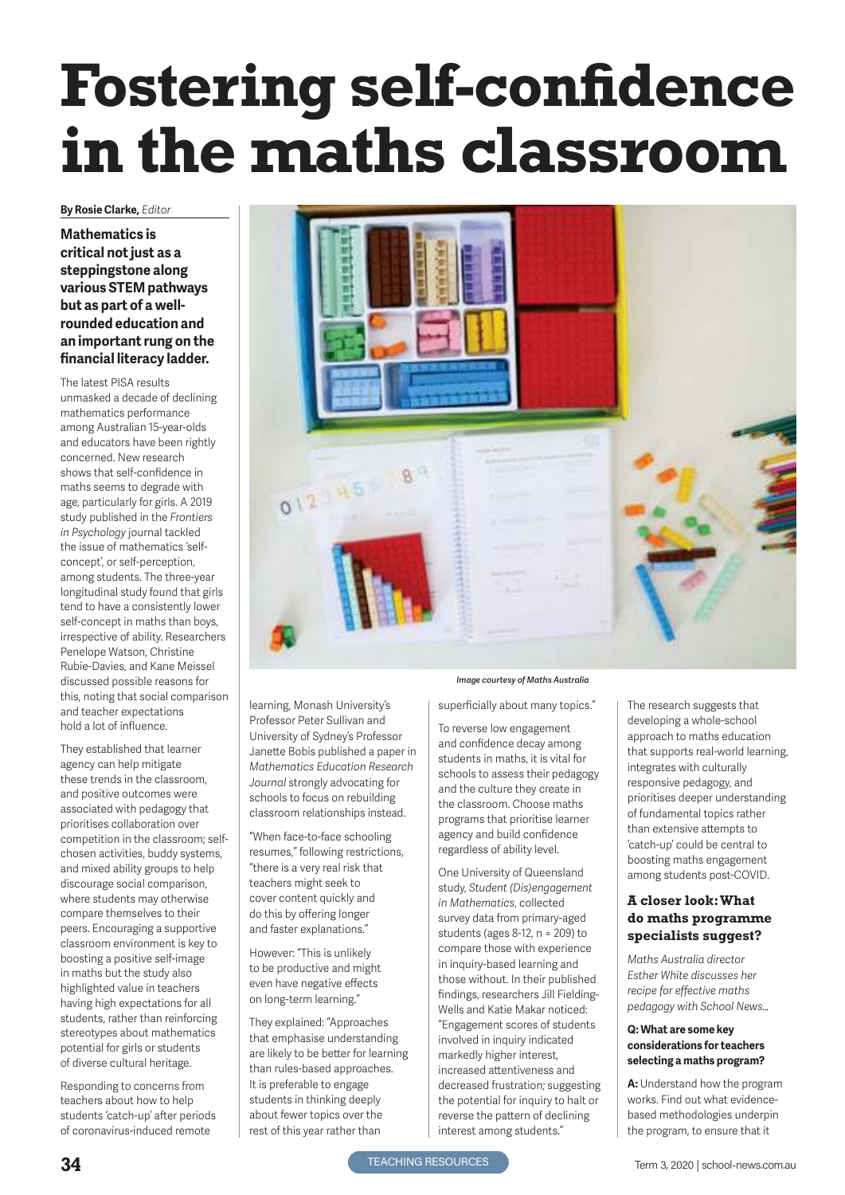# Fostering self-confidence in the maths classroom

**By Rosie Clarke,** *Editor*

**Mathematics is critical not just as a steppingstone along various STEM pathways but as part of a well-rounded education and an important rung on the financial literacy ladder.**

The latest PISA results unmasked a decade of declining mathematics performance among Australian 15-year-olds and educators have been rightly concerned. New research shows that self-confidence in maths seems to degrade with age, particularly for girls. A 2019 study published in the *Frontiers in Psychology* journal tackled the issue of mathematics 'self-concept', or self-perception, among students. The three-year longitudinal study found that girls tend to have a consistently lower self-concept in maths than boys, irrespective of ability. Researchers Penelope Watson, Christine Rubie-Davies, and Kane Meissel discussed possible reasons for this, noting that social comparison and teacher expectations hold a lot of influence.

They established that learner agency can help mitigate these trends in the classroom, and positive outcomes were associated with pedagogy that prioritises collaboration over competition in the classroom; self-chosen activities, buddy systems, and mixed ability groups to help discourage social comparison, where students may otherwise compare themselves to their peers. Encouraging a supportive classroom environment is key to boosting a positive self-image in maths but the study also highlighted value in teachers having high expectations for all students, rather than reinforcing stereotypes about mathematics potential for girls or students of diverse cultural heritage.

Responding to concerns from teachers about how to help students 'catch-up' after periods of coronavirus-induced remote learning, Monash University's Professor Peter Sullivan and University of Sydney's Professor Janette Bobis published a paper in *Mathematics Education Research Journal* strongly advocating for schools to focus on rebuilding classroom relationships instead.

"When face-to-face schooling resumes," following restrictions, "there is a very real risk that teachers might seek to cover content quickly and do this by offering longer and faster explanations."

However: "This is unlikely to be productive and might even have negative effects on long-term learning."

They explained: "Approaches that emphasise understanding are likely to be better for learning than rules-based approaches. It is preferable to engage students in thinking deeply about fewer topics over the rest of this year rather than superficially about many topics."

*Image courtesy of Maths Australia*

To reverse low engagement and confidence decay among students in maths, it is vital for schools to assess their pedagogy and the culture they create in the classroom. Choose maths programs that prioritise learner agency and build confidence regardless of ability level.

One University of Queensland study, *Student (Dis)engagement in Mathematics*, collected survey data from primary-aged students (ages 8-12, n = 209) to compare those with experience in inquiry-based learning and those without. In their published findings, researchers Jill Fielding-Wells and Katie Makar noticed: "Engagement scores of students involved in inquiry indicated markedly higher interest, increased attentiveness and decreased frustration; suggesting the potential for inquiry to halt or reverse the pattern of declining interest among students."

The research suggests that developing a whole-school approach to maths education that supports real-world learning, integrates with culturally responsive pedagogy, and prioritises deeper understanding of fundamental topics rather than extensive attempts to 'catch-up' could be central to boosting maths engagement among students post-COVID.

### A closer look: What do maths programme specialists suggest?

*Maths Australia director Esther White discusses her recipe for effective maths pedagogy with School News...*

**Q: What are some key considerations for teachers selecting a maths program?**

**A:** Understand how the program works. Find out what evidence-based methodologies underpin the program, to ensure that it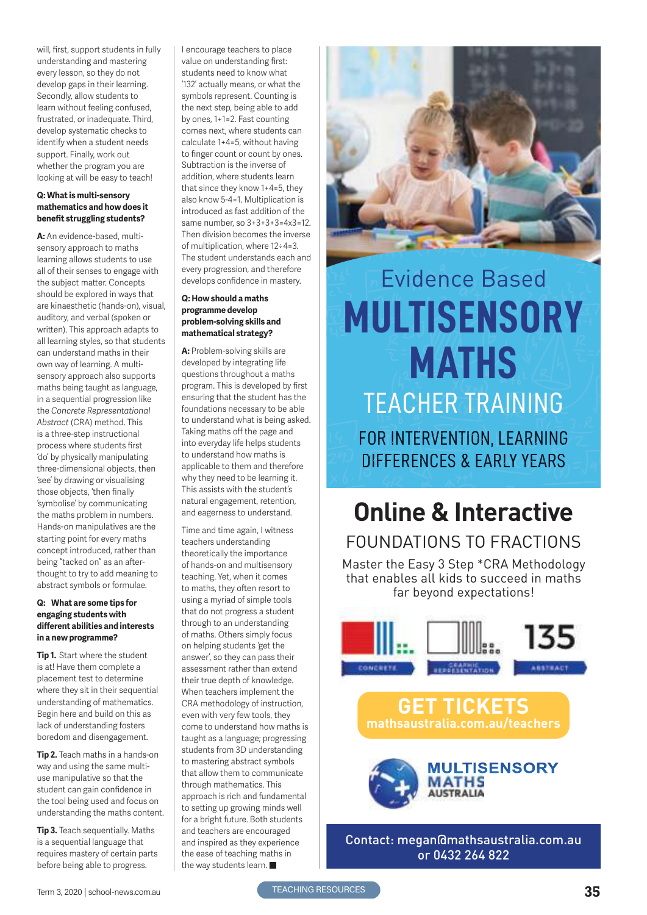will, first, support students in fully understanding and mastering every lesson, so they do not develop gaps in their learning. Secondly, allow students to learn without feeling confused, frustrated, or inadequate. Third, develop systematic checks to identify when a student needs support. Finally, work out whether the program you are looking at will be easy to teach!

**Q: What is multi-sensory mathematics and how does it benefit struggling students?**

**A:** An evidence-based, multi-sensory approach to maths learning allows students to use all of their senses to engage with the subject matter. Concepts should be explored in ways that are kinaesthetic (hands-on), visual, auditory, and verbal (spoken or written). This approach adapts to all learning styles, so that students can understand maths in their own way of learning. A multi-sensory approach also supports maths being taught as language, in a sequential progression like the *Concrete Representational Abstract* (CRA) method. This is a three-step instructional process where students first 'do' by physically manipulating three-dimensional objects, then 'see' by drawing or visualising those objects, 'then finally 'symbolise' by communicating the maths problem in numbers. Hands-on manipulatives are the starting point for every maths concept introduced, rather than being "tacked on" as an after-thought to try to add meaning to abstract symbols or formulae.

**Q: What are some tips for engaging students with different abilities and interests in a new programme?**

**Tip 1.** Start where the student is at! Have them complete a placement test to determine where they sit in their sequential understanding of mathematics. Begin here and build on this as lack of understanding fosters boredom and disengagement.

**Tip 2.** Teach maths in a hands-on way and using the same multi-use manipulative so that the student can gain confidence in the tool being used and focus on understanding the maths content.

**Tip 3.** Teach sequentially. Maths is a sequential language that requires mastery of certain parts before being able to progress. I encourage teachers to place value on understanding first: students need to know what '132' actually means, or what the symbols represent. Counting is the next step, being able to add by ones, 1+1=2. Fast counting comes next, where students can calculate 1+4=5, without having to finger count or count by ones. Subtraction is the inverse of addition, where students learn that since they know 1+4=5, they also know 5-4=1. Multiplication is introduced as fast addition of the same number, so 3+3+3+3=4x3=12. Then division becomes the inverse of multiplication, where 12÷4=3. The student understands each and every progression, and therefore develops confidence in mastery.

**Q: How should a maths programme develop problem-solving skills and mathematical strategy?**

**A:** Problem-solving skills are developed by integrating life questions throughout a maths program. This is developed by first ensuring that the student has the foundations necessary to be able to understand what is being asked. Taking maths off the page and into everyday life helps students to understand how maths is applicable to them and therefore why they need to be learning it. This assists with the student's natural engagement, retention, and eagerness to understand.

Time and time again, I witness teachers understanding theoretically the importance of hands-on and multisensory teaching. Yet, when it comes to maths, they often resort to using a myriad of simple tools that do not progress a student through to an understanding of maths. Others simply focus on helping students 'get the answer', so they can pass their assessment rather than extend their true depth of knowledge. When teachers implement the CRA methodology of instruction, even with very few tools, they come to understand how maths is taught as a language; progressing students from 3D understanding to mastering abstract symbols that allow them to communicate through mathematics. This approach is rich and fundamental to setting up growing minds well for a bright future. Both students and teachers are encouraged and inspired as they experience the ease of teaching maths in the way students learn. ■

Evidence Based

**MULTISENSORY MATHS**

TEACHER TRAINING

FOR INTERVENTION, LEARNING DIFFERENCES & EARLY YEARS

## Online & Interactive

FOUNDATIONS TO FRACTIONS

Master the Easy 3 Step *CRA Methodology that enables all kids to succeed in maths far beyond expectations!

CONCRETE | GRAPHIC REPRESENTATION | 135 ABSTRACT

**GET TICKETS**
mathsaustralia.com.au/teachers

MULTISENSORY MATHS AUSTRALIA

Contact: megan@mathsaustralia.com.au or 0432 264 822